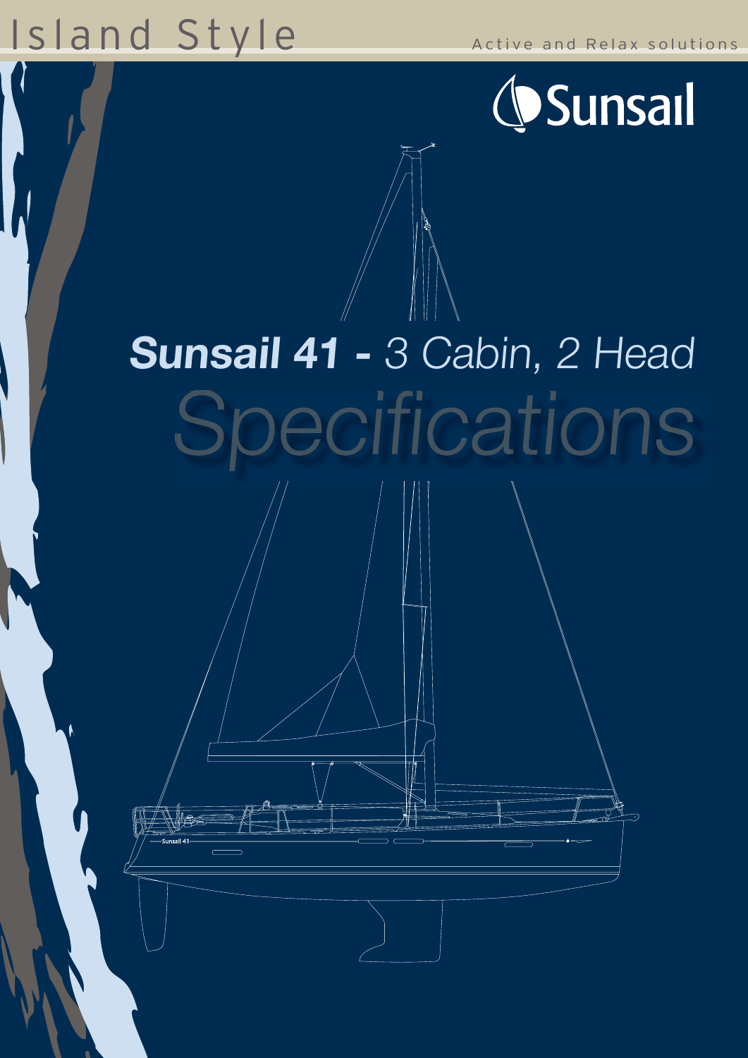Island Style

Active and Relax solutions

Sunsail

# *Sunsail 41 - 3 Cabin, 2 Head*

# *Specifications*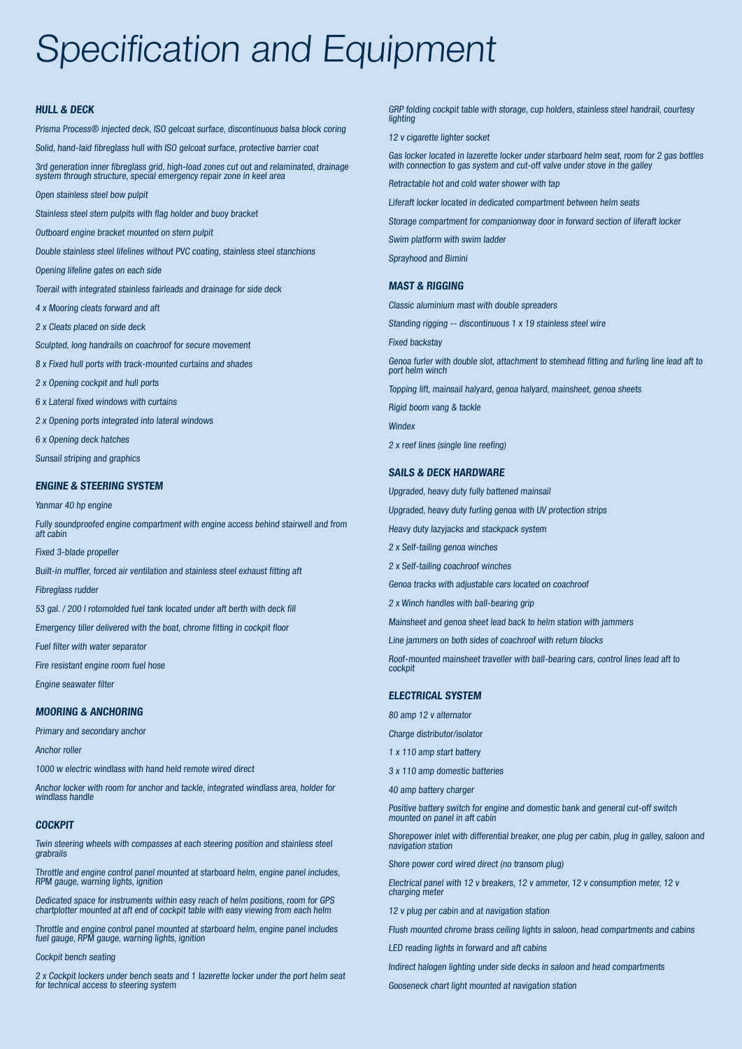# Specification and Equipment

## HULL & DECK

*Prisma Process® injected deck, ISO gelcoat surface, discontinuous balsa block coring*

*Solid, hand-laid fibreglass hull with ISO gelcoat surface, protective barrier coat*

*3rd generation inner fibreglass grid, high-load zones cut out and relaminated, drainage system through structure, special emergency repair zone in keel area*

*Open stainless steel bow pulpit*

*Stainless steel stern pulpits with flag holder and buoy bracket*

*Outboard engine bracket mounted on stern pulpit*

*Double stainless steel lifelines without PVC coating, stainless steel stanchions*

*Opening lifeline gates on each side*

*Toerail with integrated stainless fairleads and drainage for side deck*

*4 x Mooring cleats forward and aft*

*2 x Cleats placed on side deck*

*Sculpted, long handrails on coachroof for secure movement*

*8 x Fixed hull ports with track-mounted curtains and shades*

*2 x Opening cockpit and hull ports*

*6 x Lateral fixed windows with curtains*

*2 x Opening ports integrated into lateral windows*

*6 x Opening deck hatches*

*Sunsail striping and graphics*

## ENGINE & STEERING SYSTEM

*Yanmar 40 hp engine*

*Fully soundproofed engine compartment with engine access behind stairwell and from aft cabin*

*Fixed 3-blade propeller*

*Built-in muffler, forced air ventilation and stainless steel exhaust fitting aft*

*Fibreglass rudder*

*53 gal. / 200 l rotomolded fuel tank located under aft berth with deck fill*

*Emergency tiller delivered with the boat, chrome fitting in cockpit floor*

*Fuel filter with water separator*

*Fire resistant engine room fuel hose*

*Engine seawater filter*

## MOORING & ANCHORING

*Primary and secondary anchor*

*Anchor roller*

*1000 w electric windlass with hand held remote wired direct*

*Anchor locker with room for anchor and tackle, integrated windlass area, holder for windlass handle*

## COCKPIT

*Twin steering wheels with compasses at each steering position and stainless steel grabrails*

*Throttle and engine control panel mounted at starboard helm, engine panel includes, RPM gauge, warning lights, ignition*

*Dedicated space for instruments within easy reach of helm positions, room for GPS chartplotter mounted at aft end of cockpit table with easy viewing from each helm*

*Throttle and engine control panel mounted at starboard helm, engine panel includes fuel gauge, RPM gauge, warning lights, ignition*

*Cockpit bench seating*

*2 x Cockpit lockers under bench seats and 1 lazerette locker under the port helm seat for technical access to steering system*

*GRP folding cockpit table with storage, cup holders, stainless steel handrail, courtesy lighting*

*12 v cigarette lighter socket*

*Gas locker located in lazerette locker under starboard helm seat, room for 2 gas bottles with connection to gas system and cut-off valve under stove in the galley*

*Retractable hot and cold water shower with tap*

*Liferaft locker located in dedicated compartment between helm seats*

*Storage compartment for companionway door in forward section of liferaft locker*

*Swim platform with swim ladder*

*Sprayhood and Bimini*

## MAST & RIGGING

*Classic aluminium mast with double spreaders*

*Standing rigging -- discontinuous 1 x 19 stainless steel wire*

*Fixed backstay*

*Genoa furler with double slot, attachment to stemhead fitting and furling line lead aft to port helm winch*

*Topping lift, mainsail halyard, genoa halyard, mainsheet, genoa sheets*

*Rigid boom vang & tackle*

*Windex*

*2 x reef lines (single line reefing)*

## SAILS & DECK HARDWARE

*Upgraded, heavy duty fully battened mainsail*

*Upgraded, heavy duty furling genoa with UV protection strips*

*Heavy duty lazyjacks and stackpack system*

*2 x Self-tailing genoa winches*

*2 x Self-tailing coachroof winches*

*Genoa tracks with adjustable cars located on coachroof*

*2 x Winch handles with ball-bearing grip*

*Mainsheet and genoa sheet lead back to helm station with jammers*

*Line jammers on both sides of coachroof with return blocks*

*Roof-mounted mainsheet traveller with ball-bearing cars, control lines lead aft to cockpit*

## ELECTRICAL SYSTEM

*80 amp 12 v alternator*

*Charge distributor/isolator*

*1 x 110 amp start battery*

*3 x 110 amp domestic batteries*

*40 amp battery charger*

*Positive battery switch for engine and domestic bank and general cut-off switch mounted on panel in aft cabin*

*Shorepower inlet with differential breaker, one plug per cabin, plug in galley, saloon and navigation station*

*Shore power cord wired direct (no transom plug)*

*Electrical panel with 12 v breakers, 12 v ammeter, 12 v consumption meter, 12 v charging meter*

*12 v plug per cabin and at navigation station*

*Flush mounted chrome brass ceiling lights in saloon, head compartments and cabins*

*LED reading lights in forward and aft cabins*

*Indirect halogen lighting under side decks in saloon and head compartments*

*Gooseneck chart light mounted at navigation station*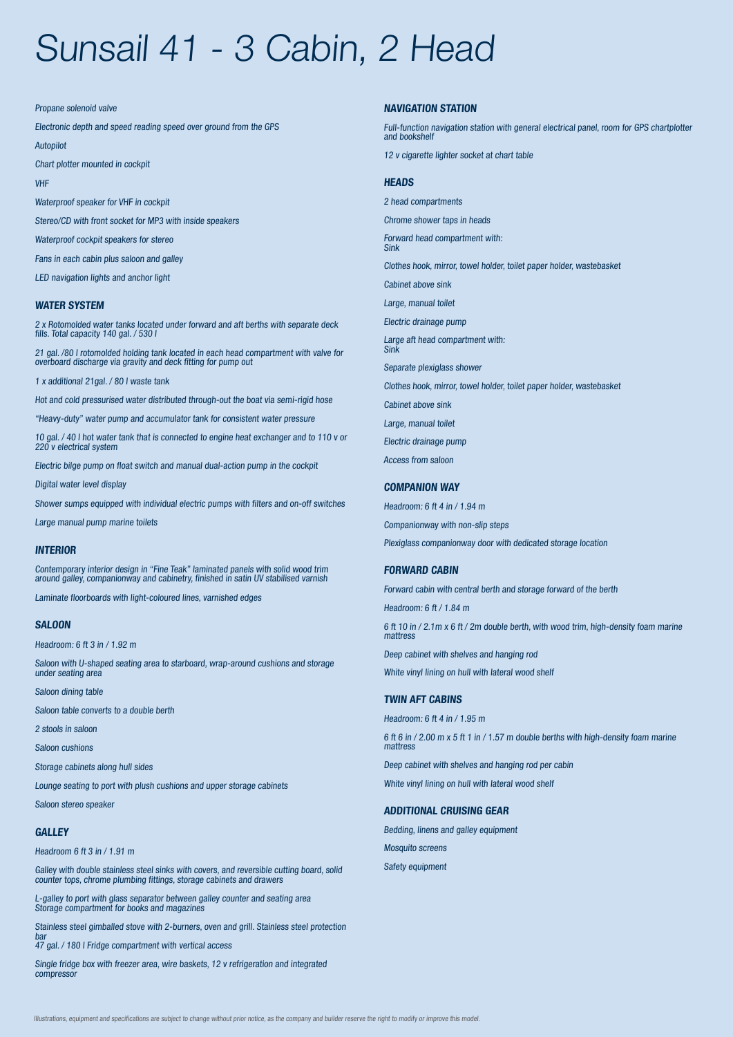# Sunsail 41 - 3 Cabin, 2 Head

*Propane solenoid valve*

*Electronic depth and speed reading speed over ground from the GPS*

*Autopilot*

*Chart plotter mounted in cockpit*

*VHF*

*Waterproof speaker for VHF in cockpit*

*Stereo/CD with front socket for MP3 with inside speakers*

*Waterproof cockpit speakers for stereo*

*Fans in each cabin plus saloon and galley*

*LED navigation lights and anchor light*

### WATER SYSTEM

*2 x Rotomolded water tanks located under forward and aft berths with separate deck fills. Total capacity 140 gal. / 530 l*

*21 gal. /80 l rotomolded holding tank located in each head compartment with valve for overboard discharge via gravity and deck fitting for pump out*

*1 x additional 21gal. / 80 l waste tank*

*Hot and cold pressurised water distributed through-out the boat via semi-rigid hose*

*"Heavy-duty" water pump and accumulator tank for consistent water pressure*

*10 gal. / 40 l hot water tank that is connected to engine heat exchanger and to 110 v or 220 v electrical system*

*Electric bilge pump on float switch and manual dual-action pump in the cockpit*

*Digital water level display*

*Shower sumps equipped with individual electric pumps with filters and on-off switches*

*Large manual pump marine toilets*

### INTERIOR

*Contemporary interior design in "Fine Teak" laminated panels with solid wood trim around galley, companionway and cabinetry, finished in satin UV stabilised varnish*

*Laminate floorboards with light-coloured lines, varnished edges*

### SALOON

*Headroom: 6 ft 3 in / 1.92 m*

*Saloon with U-shaped seating area to starboard, wrap-around cushions and storage under seating area*

*Saloon dining table*

*Saloon table converts to a double berth*

*2 stools in saloon*

*Saloon cushions*

*Storage cabinets along hull sides*

*Lounge seating to port with plush cushions and upper storage cabinets*

*Saloon stereo speaker*

### GALLEY

*Headroom 6 ft 3 in / 1.91 m*

*Galley with double stainless steel sinks with covers, and reversible cutting board, solid counter tops, chrome plumbing fittings, storage cabinets and drawers*

*L-galley to port with glass separator between galley counter and seating area*
*Storage compartment for books and magazines*

*Stainless steel gimballed stove with 2-burners, oven and grill. Stainless steel protection bar*
*47 gal. / 180 l Fridge compartment with vertical access*

*Single fridge box with freezer area, wire baskets, 12 v refrigeration and integrated compressor*

### NAVIGATION STATION

*Full-function navigation station with general electrical panel, room for GPS chartplotter and bookshelf*

*12 v cigarette lighter socket at chart table*

### HEADS

*2 head compartments*

*Chrome shower taps in heads*

*Forward head compartment with:*
*Sink*

*Clothes hook, mirror, towel holder, toilet paper holder, wastebasket*

*Cabinet above sink*

*Large, manual toilet*

*Electric drainage pump*

*Large aft head compartment with:*
*Sink*

*Separate plexiglass shower*

*Clothes hook, mirror, towel holder, toilet paper holder, wastebasket*

*Cabinet above sink*

*Large, manual toilet*

*Electric drainage pump*

*Access from saloon*

### COMPANION WAY

*Headroom: 6 ft 4 in / 1.94 m*

*Companionway with non-slip steps*

*Plexiglass companionway door with dedicated storage location*

### FORWARD CABIN

*Forward cabin with central berth and storage forward of the berth*

*Headroom: 6 ft / 1.84 m*

*6 ft 10 in / 2.1m x 6 ft / 2m double berth, with wood trim, high-density foam marine mattress*

*Deep cabinet with shelves and hanging rod*

*White vinyl lining on hull with lateral wood shelf*

### TWIN AFT CABINS

*Headroom: 6 ft 4 in / 1.95 m*

*6 ft 6 in / 2.00 m x 5 ft 1 in / 1.57 m double berths with high-density foam marine mattress*

*Deep cabinet with shelves and hanging rod per cabin*

*White vinyl lining on hull with lateral wood shelf*

### ADDITIONAL CRUISING GEAR

*Bedding, linens and galley equipment*

*Mosquito screens*

*Safety equipment*

Illustrations, equipment and specifications are subject to change without prior notice, as the company and builder reserve the right to modify or improve this model.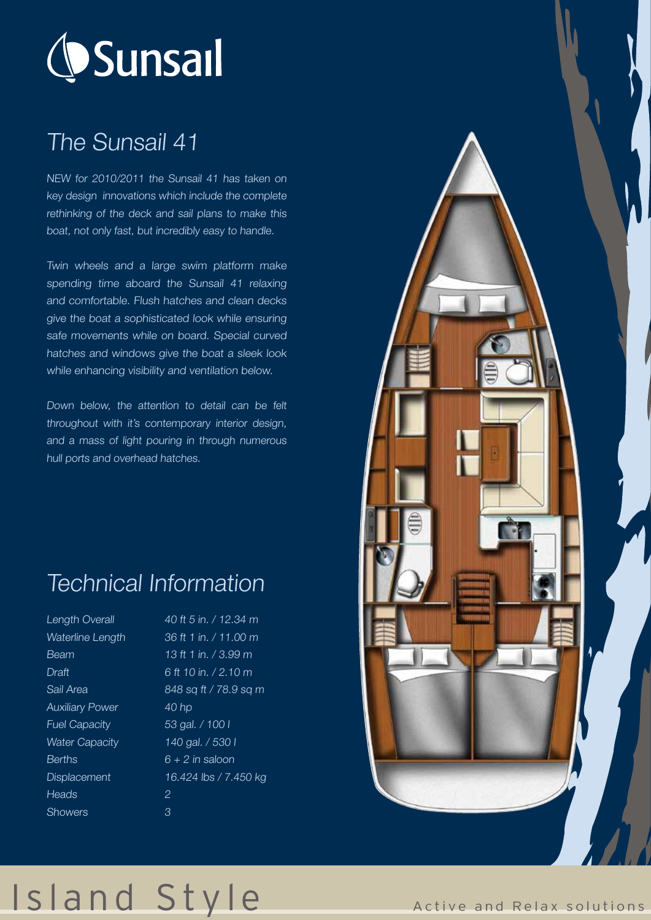Sunsail

## The Sunsail 41

*NEW for 2010/2011 the Sunsail 41 has taken on key design innovations which include the complete rethinking of the deck and sail plans to make this boat, not only fast, but incredibly easy to handle.*

*Twin wheels and a large swim platform make spending time aboard the Sunsail 41 relaxing and comfortable. Flush hatches and clean decks give the boat a sophisticated look while ensuring safe movements while on board. Special curved hatches and windows give the boat a sleek look while enhancing visibility and ventilation below.*

*Down below, the attention to detail can be felt throughout with it's contemporary interior design, and a mass of light pouring in through numerous hull ports and overhead hatches.*

## Technical Information

| | |
|---|---|
| *Length Overall* | *40 ft 5 in. / 12.34 m* |
| *Waterline Length* | *36 ft 1 in. / 11.00 m* |
| *Beam* | *13 ft 1 in. / 3.99 m* |
| *Draft* | *6 ft 10 in. / 2.10 m* |
| *Sail Area* | *848 sq ft / 78.9 sq m* |
| *Auxiliary Power* | *40 hp* |
| *Fuel Capacity* | *53 gal. / 100 l* |
| *Water Capacity* | *140 gal. / 530 l* |
| *Berths* | *6 + 2 in saloon* |
| *Displacement* | *16.424 lbs / 7.450 kg* |
| *Heads* | *2* |
| *Showers* | *3* |

Island Style

Active and Relax solutions